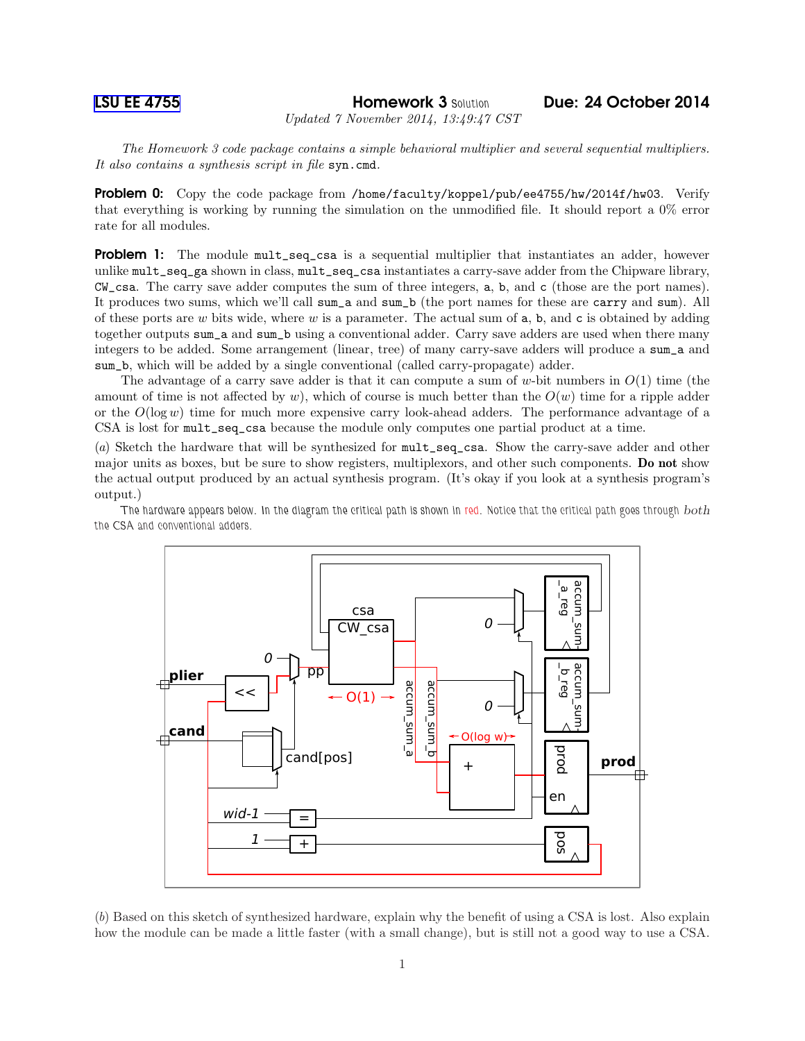**LSU EE 4755** **Homework 3** Solution **Due: 24 October 2014**

*Updated 7 November 2014, 13:49:47 CST*

*The Homework 3 code package contains a simple behavioral multiplier and several sequential multipliers. It also contains a synthesis script in file* `syn.cmd`*.*

**Problem 0:** Copy the code package from `/home/faculty/koppel/pub/ee4755/hw/2014f/hw03`. Verify that everything is working by running the simulation on the unmodified file. It should report a 0% error rate for all modules.

**Problem 1:** The module `mult_seq_csa` is a sequential multiplier that instantiates an adder, however unlike `mult_seq_ga` shown in class, `mult_seq_csa` instantiates a carry-save adder from the Chipware library, `CW_csa`. The carry save adder computes the sum of three integers, `a`, `b`, and `c` (those are the port names). It produces two sums, which we'll call `sum_a` and `sum_b` (the port names for these are `carry` and `sum`). All of these ports are $w$ bits wide, where $w$ is a parameter. The actual sum of `a`, `b`, and `c` is obtained by adding together outputs `sum_a` and `sum_b` using a conventional adder. Carry save adders are used when there many integers to be added. Some arrangement (linear, tree) of many carry-save adders will produce a `sum_a` and `sum_b`, which will be added by a single conventional (called carry-propagate) adder.

The advantage of a carry save adder is that it can compute a sum of $w$-bit numbers in $O(1)$ time (the amount of time is not affected by $w$), which of course is much better than the $O(w)$ time for a ripple adder or the $O(\log w)$ time for much more expensive carry look-ahead adders. The performance advantage of a CSA is lost for `mult_seq_csa` because the module only computes one partial product at a time.

(*a*) Sketch the hardware that will be synthesized for `mult_seq_csa`. Show the carry-save adder and other major units as boxes, but be sure to show registers, multiplexors, and other such components. **Do not** show the actual output produced by an actual synthesis program. (It's okay if you look at a synthesis program's output.)

The hardware appears below. In the diagram the critical path is shown in red. Notice that the critical path goes through *both* the CSA and conventional adders.

(*b*) Based on this sketch of synthesized hardware, explain why the benefit of using a CSA is lost. Also explain how the module can be made a little faster (with a small change), but is still not a good way to use a CSA.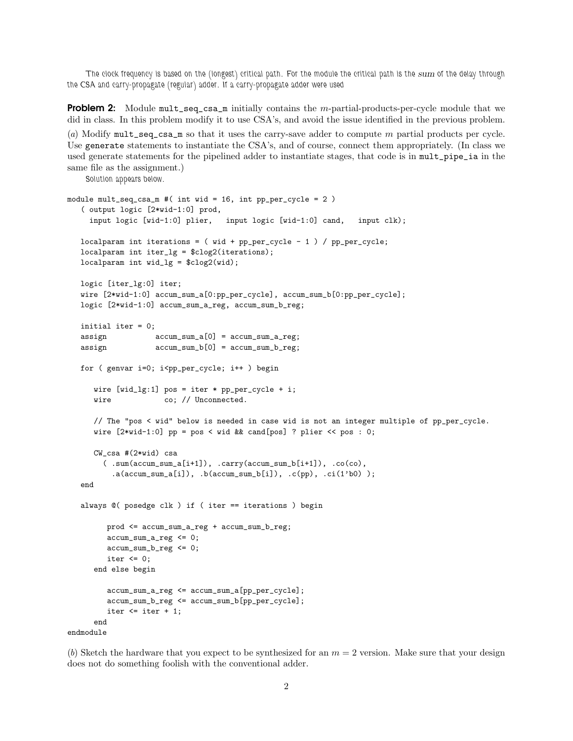The clock frequency is based on the (longest) critical path. For the module the critical path is the *sum* of the delay through the CSA and carry-propagate (regular) adder. If a carry-propagate adder were used

**Problem 2:** Module `mult_seq_csa_m` initially contains the $m$-partial-products-per-cycle module that we did in class. In this problem modify it to use CSA's, and avoid the issue identified in the previous problem.

(*a*) Modify `mult_seq_csa_m` so that it uses the carry-save adder to compute $m$ partial products per cycle. Use `generate` statements to instantiate the CSA's, and of course, connect them appropriately. (In class we used generate statements for the pipelined adder to instantiate stages, that code is in `mult_pipe_ia` in the same file as the assignment.)

Solution appears below.

```
module mult_seq_csa_m #( int wid = 16, int pp_per_cycle = 2 )
   ( output logic [2*wid-1:0] prod,
     input logic [wid-1:0] plier,   input logic [wid-1:0] cand,   input clk);

   localparam int iterations = ( wid + pp_per_cycle - 1 ) / pp_per_cycle;
   localparam int iter_lg = $clog2(iterations);
   localparam int wid_lg = $clog2(wid);

   logic [iter_lg:0] iter;
   wire [2*wid-1:0] accum_sum_a[0:pp_per_cycle], accum_sum_b[0:pp_per_cycle];
   logic [2*wid-1:0] accum_sum_a_reg, accum_sum_b_reg;

   initial iter = 0;
   assign           accum_sum_a[0] = accum_sum_a_reg;
   assign           accum_sum_b[0] = accum_sum_b_reg;

   for ( genvar i=0; i<pp_per_cycle; i++ ) begin

      wire [wid_lg:1] pos = iter * pp_per_cycle + i;
      wire            co; // Unconnected.

      // The "pos < wid" below is needed in case wid is not an integer multiple of pp_per_cycle.
      wire [2*wid-1:0] pp = pos < wid && cand[pos] ? plier << pos : 0;

      CW_csa #(2*wid) csa
        ( .sum(accum_sum_a[i+1]), .carry(accum_sum_b[i+1]), .co(co),
          .a(accum_sum_a[i]), .b(accum_sum_b[i]), .c(pp), .ci(1'b0) );
   end

   always @( posedge clk ) if ( iter == iterations ) begin

        prod <= accum_sum_a_reg + accum_sum_b_reg;
        accum_sum_a_reg <= 0;
        accum_sum_b_reg <= 0;
        iter <= 0;
     end else begin

        accum_sum_a_reg <= accum_sum_a[pp_per_cycle];
        accum_sum_b_reg <= accum_sum_b[pp_per_cycle];
        iter <= iter + 1;
     end
endmodule
```

(*b*) Sketch the hardware that you expect to be synthesized for an $m = 2$ version. Make sure that your design does not do something foolish with the conventional adder.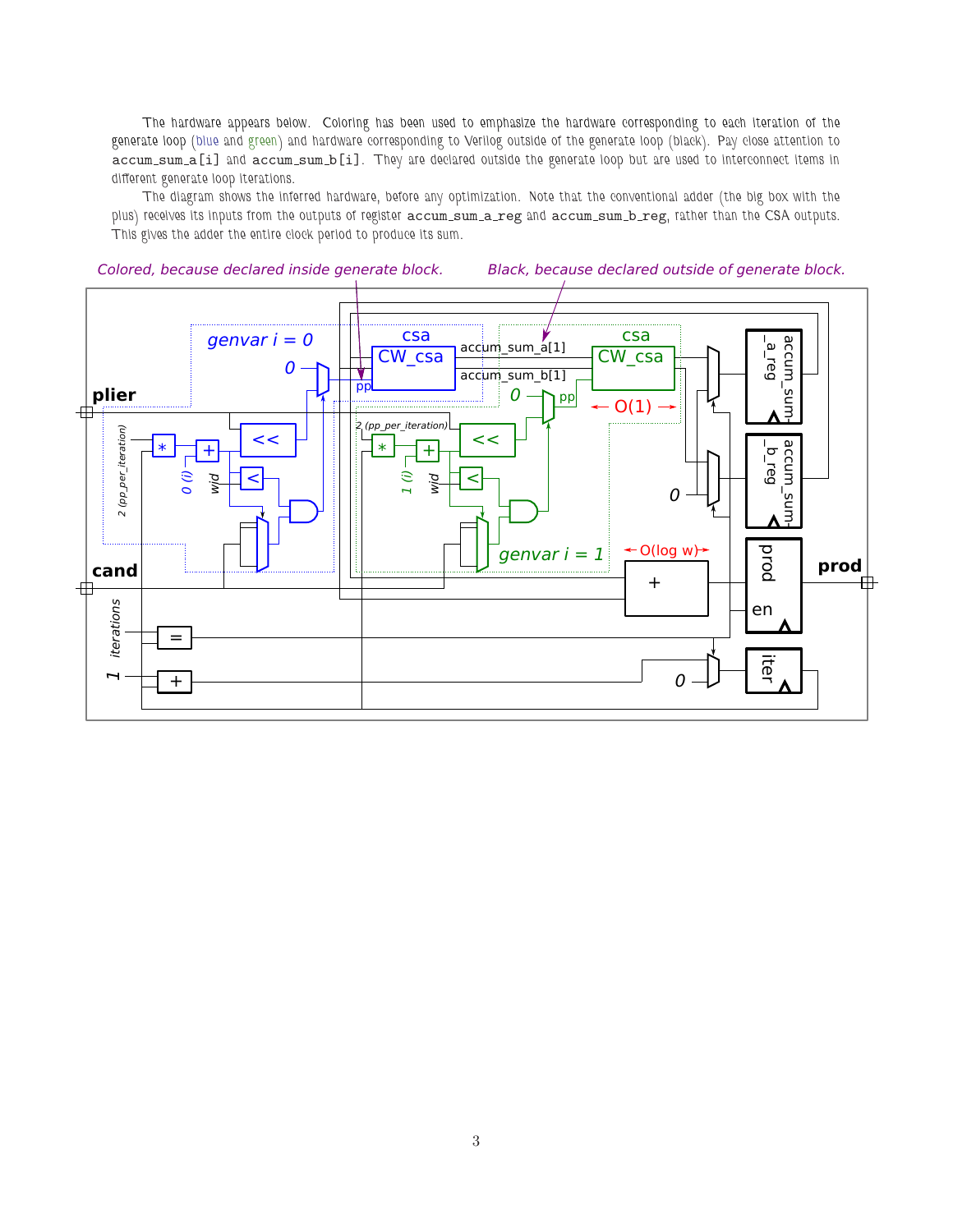The hardware appears below. Coloring has been used to emphasize the hardware corresponding to each iteration of the generate loop (blue and green) and hardware corresponding to Verilog outside of the generate loop (black). Pay close attention to `accum_sum_a[i]` and `accum_sum_b[i]`. They are declared outside the generate loop but are used to interconnect items in different generate loop iterations.

The diagram shows the inferred hardware, before any optimization. Note that the conventional adder (the big box with the plus) receives its inputs from the outputs of register `accum_sum_a_reg` and `accum_sum_b_reg`, rather than the CSA outputs. This gives the adder the entire clock period to produce its sum.

*Colored, because declared inside generate block.* *Black, because declared outside of generate block.*

genvar i = 0, csa, CW_csa, accum_sum_a[1], accum_sum_b[1], csa, CW_csa, 0, pp, 0, pp, O(1), plier, 2 (pp_per_iteration), *, +, <<, 0 (i), wid, <, 2 (pp_per_iteration), *, +, <<, 1 (i), wid, <, genvar i = 1, O(log w), accum_sum_a_reg, accum_sum_b_reg, 0, prod, en, prod, cand, +, iterations, =, 1, +, 0, iter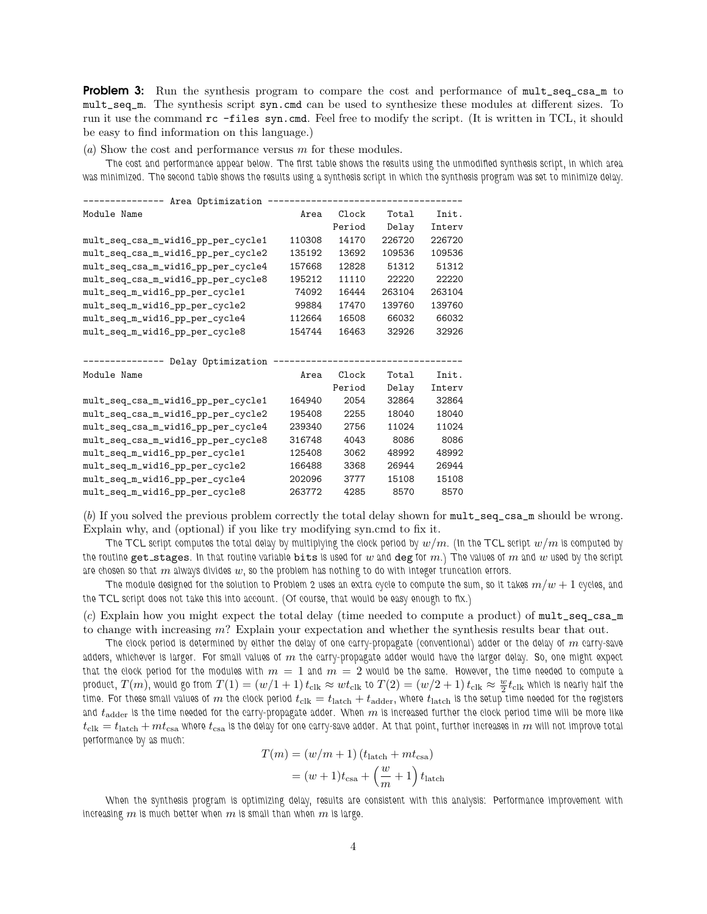**Problem 3:** Run the synthesis program to compare the cost and performance of mult_seq_csa_m to mult_seq_m. The synthesis script syn.cmd can be used to synthesize these modules at different sizes. To run it use the command rc -files syn.cmd. Feel free to modify the script. (It is written in TCL, it should be easy to find information on this language.)

(*a*) Show the cost and performance versus $m$ for these modules.

*The cost and performance appear below. The first table shows the results using the unmodified synthesis script, in which area was minimized. The second table shows the results using a synthesis script in which the synthesis program was set to minimize delay.*

```
-------------- Area Optimization ------------------------------------
Module Name                            Area   Clock    Total    Init.
                                              Period   Delay    Interv
mult_seq_csa_m_wid16_pp_per_cycle1   110308   14170   226720   226720
mult_seq_csa_m_wid16_pp_per_cycle2   135192   13692   109536   109536
mult_seq_csa_m_wid16_pp_per_cycle4   157668   12828    51312    51312
mult_seq_csa_m_wid16_pp_per_cycle8   195212   11110    22220    22220
mult_seq_m_wid16_pp_per_cycle1        74092   16444   263104   263104
mult_seq_m_wid16_pp_per_cycle2        99884   17470   139760   139760
mult_seq_m_wid16_pp_per_cycle4       112664   16508    66032    66032
mult_seq_m_wid16_pp_per_cycle8       154744   16463    32926    32926


-------------- Delay Optimization -----------------------------------
Module Name                            Area   Clock    Total    Init.
                                              Period   Delay    Interv
mult_seq_csa_m_wid16_pp_per_cycle1   164940    2054    32864    32864
mult_seq_csa_m_wid16_pp_per_cycle2   195408    2255    18040    18040
mult_seq_csa_m_wid16_pp_per_cycle4   239340    2756    11024    11024
mult_seq_csa_m_wid16_pp_per_cycle8   316748    4043     8086     8086
mult_seq_m_wid16_pp_per_cycle1       125408    3062    48992    48992
mult_seq_m_wid16_pp_per_cycle2       166488    3368    26944    26944
mult_seq_m_wid16_pp_per_cycle4       202096    3777    15108    15108
mult_seq_m_wid16_pp_per_cycle8       263772    4285     8570     8570
```

(*b*) If you solved the previous problem correctly the total delay shown for mult_seq_csa_m should be wrong. Explain why, and (optional) if you like try modifying syn.cmd to fix it.

*The TCL script computes the total delay by multiplying the clock period by $w/m$. (In the TCL script $w/m$ is computed by the routine* get_stages*. In that routine variable* bits *is used for $w$ and* deg *for $m$.) The values of $m$ and $w$ used by the script are chosen so that $m$ always divides $w$, so the problem has nothing to do with integer truncation errors.*

*The module designed for the solution to Problem 2 uses an extra cycle to compute the sum, so it takes $m/w + 1$ cycles, and the TCL script does not take this into account. (Of course, that would be easy enough to fix.)*

(*c*) Explain how you might expect the total delay (time needed to compute a product) of mult_seq_csa_m to change with increasing $m$? Explain your expectation and whether the synthesis results bear that out.

*The clock period is determined by either the delay of one carry-propagate (conventional) adder or the delay of $m$ carry-save adders, whichever is larger. For small values of $m$ the carry-propagate adder would have the larger delay. So, one might expect that the clock period for the modules with $m = 1$ and $m = 2$ would be the same. However, the time needed to compute a product, $T(m)$, would go from $T(1) = (w/1 + 1)\, t_{\text{clk}} \approx wt_{\text{clk}}$ to $T(2) = (w/2 + 1)\, t_{\text{clk}} \approx \frac{w}{2} t_{\text{clk}}$ which is nearly half the time. For these small values of $m$ the clock period $t_{\text{clk}} = t_{\text{latch}} + t_{\text{adder}}$, where $t_{\text{latch}}$ is the setup time needed for the registers and $t_{\text{adder}}$ is the time needed for the carry-propagate adder. When $m$ is increased further the clock period time will be more like $t_{\text{clk}} = t_{\text{latch}} + mt_{\text{csa}}$ where $t_{\text{csa}}$ is the delay for one carry-save adder. At that point, further increases in $m$ will not improve total performance by as much:*

$$
\begin{aligned}
T(m) &= (w/m + 1)\,(t_{\text{latch}} + mt_{\text{csa}}) \\
&= (w + 1)t_{\text{csa}} + \left(\frac{w}{m} + 1\right) t_{\text{latch}}
\end{aligned}
$$

*When the synthesis program is optimizing delay, results are consistent with this analysis: Performance improvement with increasing $m$ is much better when $m$ is small than when $m$ is large.*